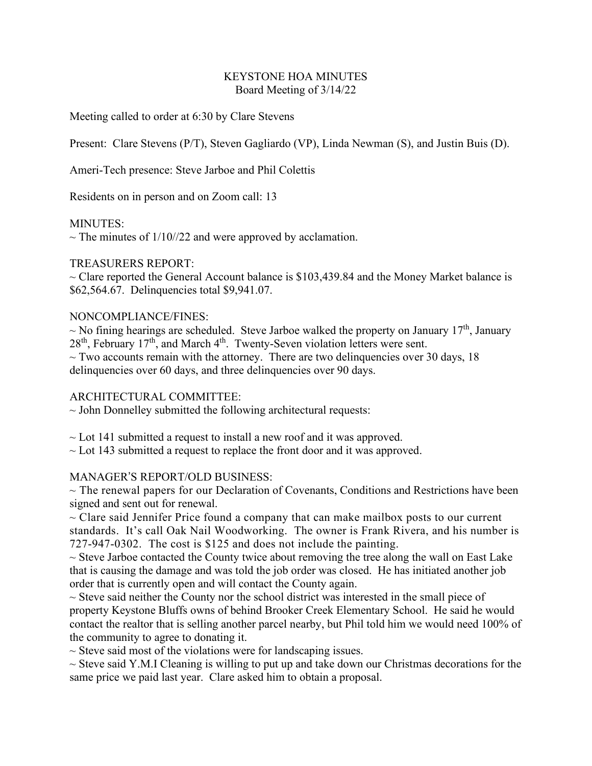# KEYSTONE HOA MINUTES

Board Meeting of 3/14/22

Meeting called to order at 6:30 by Clare Stevens

Present: Clare Stevens (P/T), Steven Gagliardo (VP), Linda Newman (S), and Justin Buis (D).

Ameri-Tech presence: Steve Jarboe and Phil Colettis

Residents on in person and on Zoom call: 13

MINUTES:

~ The minutes of 1/10//22 and were approved by acclamation.

TREASURERS REPORT:

~ Clare reported the General Account balance is $103,439.84 and the Money Market balance is $62,564.67. Delinquencies total $9,941.07.

NONCOMPLIANCE/FINES:

~ No fining hearings are scheduled. Steve Jarboe walked the property on January 17th, January 28th, February 17th, and March 4th. Twenty-Seven violation letters were sent.

~ Two accounts remain with the attorney. There are two delinquencies over 30 days, 18 delinquencies over 60 days, and three delinquencies over 90 days.

ARCHITECTURAL COMMITTEE:

~ John Donnelley submitted the following architectural requests:

~ Lot 141 submitted a request to install a new roof and it was approved.

~ Lot 143 submitted a request to replace the front door and it was approved.

MANAGER'S REPORT/OLD BUSINESS:

~ The renewal papers for our Declaration of Covenants, Conditions and Restrictions have been signed and sent out for renewal.

~ Clare said Jennifer Price found a company that can make mailbox posts to our current standards. It's call Oak Nail Woodworking. The owner is Frank Rivera, and his number is 727-947-0302. The cost is $125 and does not include the painting.

~ Steve Jarboe contacted the County twice about removing the tree along the wall on East Lake that is causing the damage and was told the job order was closed. He has initiated another job order that is currently open and will contact the County again.

~ Steve said neither the County nor the school district was interested in the small piece of property Keystone Bluffs owns of behind Brooker Creek Elementary School. He said he would contact the realtor that is selling another parcel nearby, but Phil told him we would need 100% of the community to agree to donating it.

~ Steve said most of the violations were for landscaping issues.

~ Steve said Y.M.I Cleaning is willing to put up and take down our Christmas decorations for the same price we paid last year. Clare asked him to obtain a proposal.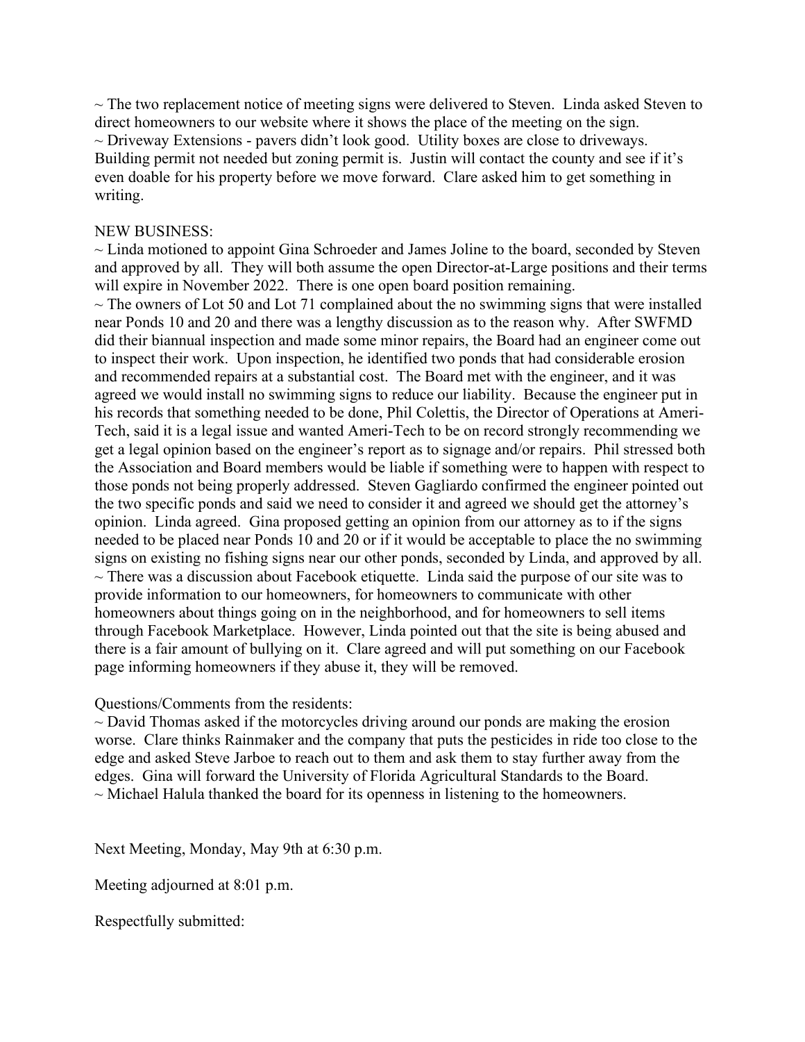~ The two replacement notice of meeting signs were delivered to Steven. Linda asked Steven to direct homeowners to our website where it shows the place of the meeting on the sign.
~ Driveway Extensions - pavers didn't look good. Utility boxes are close to driveways. Building permit not needed but zoning permit is. Justin will contact the county and see if it's even doable for his property before we move forward. Clare asked him to get something in writing.

NEW BUSINESS:
~ Linda motioned to appoint Gina Schroeder and James Joline to the board, seconded by Steven and approved by all. They will both assume the open Director-at-Large positions and their terms will expire in November 2022. There is one open board position remaining.
~ The owners of Lot 50 and Lot 71 complained about the no swimming signs that were installed near Ponds 10 and 20 and there was a lengthy discussion as to the reason why. After SWFMD did their biannual inspection and made some minor repairs, the Board had an engineer come out to inspect their work. Upon inspection, he identified two ponds that had considerable erosion and recommended repairs at a substantial cost. The Board met with the engineer, and it was agreed we would install no swimming signs to reduce our liability. Because the engineer put in his records that something needed to be done, Phil Colettis, the Director of Operations at Ameri-Tech, said it is a legal issue and wanted Ameri-Tech to be on record strongly recommending we get a legal opinion based on the engineer's report as to signage and/or repairs. Phil stressed both the Association and Board members would be liable if something were to happen with respect to those ponds not being properly addressed. Steven Gagliardo confirmed the engineer pointed out the two specific ponds and said we need to consider it and agreed we should get the attorney's opinion. Linda agreed. Gina proposed getting an opinion from our attorney as to if the signs needed to be placed near Ponds 10 and 20 or if it would be acceptable to place the no swimming signs on existing no fishing signs near our other ponds, seconded by Linda, and approved by all.
~ There was a discussion about Facebook etiquette. Linda said the purpose of our site was to provide information to our homeowners, for homeowners to communicate with other homeowners about things going on in the neighborhood, and for homeowners to sell items through Facebook Marketplace. However, Linda pointed out that the site is being abused and there is a fair amount of bullying on it. Clare agreed and will put something on our Facebook page informing homeowners if they abuse it, they will be removed.

Questions/Comments from the residents:
~ David Thomas asked if the motorcycles driving around our ponds are making the erosion worse. Clare thinks Rainmaker and the company that puts the pesticides in ride too close to the edge and asked Steve Jarboe to reach out to them and ask them to stay further away from the edges. Gina will forward the University of Florida Agricultural Standards to the Board.
~ Michael Halula thanked the board for its openness in listening to the homeowners.

Next Meeting, Monday, May 9th at 6:30 p.m.

Meeting adjourned at 8:01 p.m.

Respectfully submitted: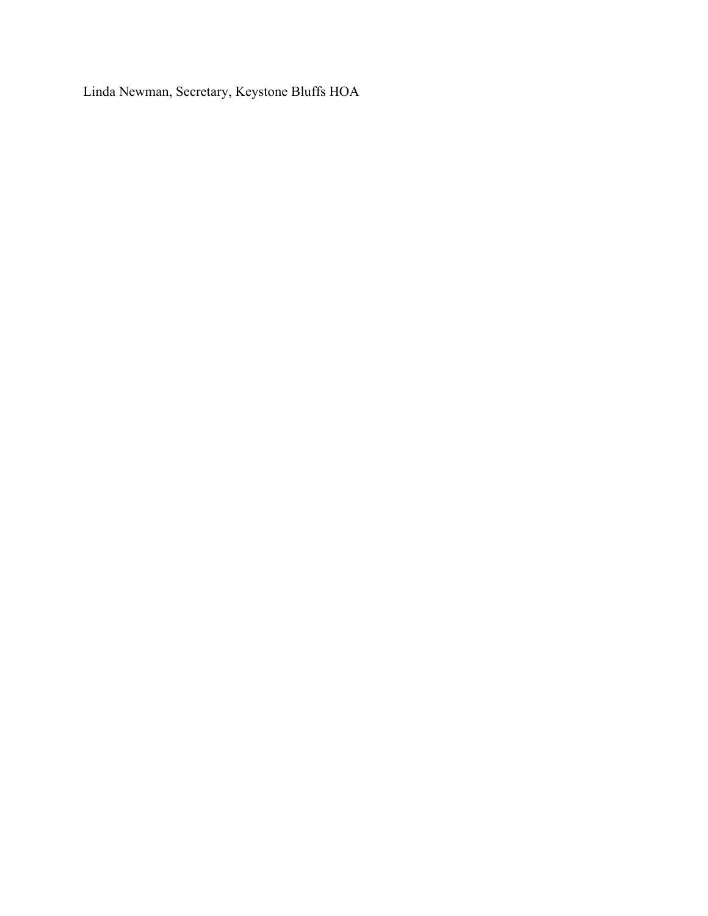Linda Newman, Secretary, Keystone Bluffs HOA